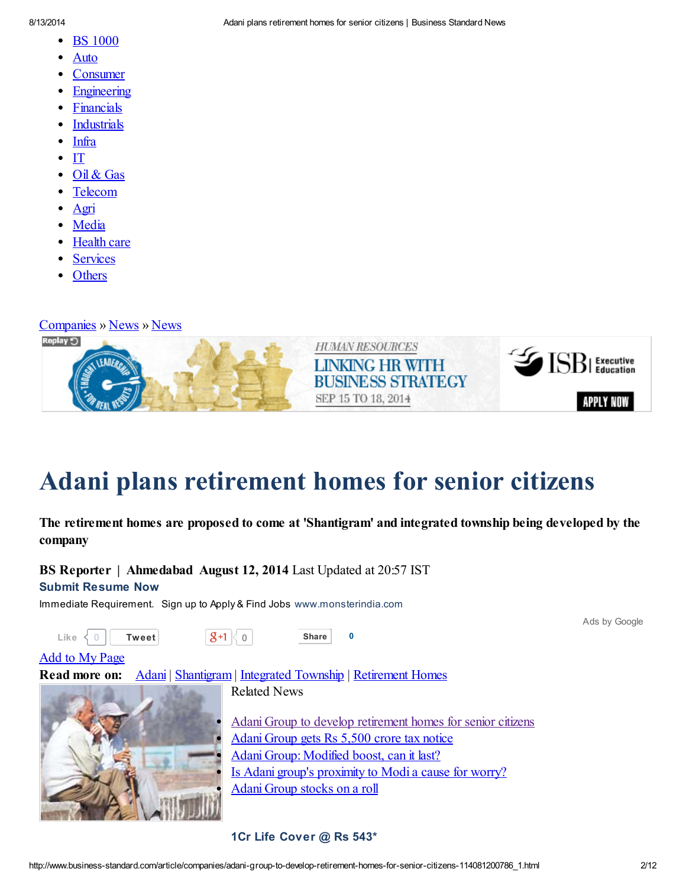- BS 1000
- Auto
- Consumer
- Engineering
- Financials
- Industrials
- Infra
- IT
- Oil & Gas
- Telecom
- Agri
- Media
- Health care
- Services
- Others

Companies » News » News

# Adani plans retirement homes for senior citizens

**The retirement homes are proposed to come at 'Shantigram' and integrated township being developed by the company**

**BS Reporter | Ahmedabad August 12, 2014** Last Updated at 20:57 IST

**Submit Resume Now**

Immediate Requirement. Sign up to Apply & Find Jobs www.monsterindia.com

Ads by Google

Like 0 Tweet +1 0 Share 0

Add to My Page

**Read more on:** Adani | Shantigram | Integrated Township | Retirement Homes

Related News

- Adani Group to develop retirement homes for senior citizens
- Adani Group gets Rs 5,500 crore tax notice
- Adani Group: Modified boost, can it last?
- Is Adani group's proximity to Modi a cause for worry?
- Adani Group stocks on a roll

**1Cr Life Cover @ Rs 543***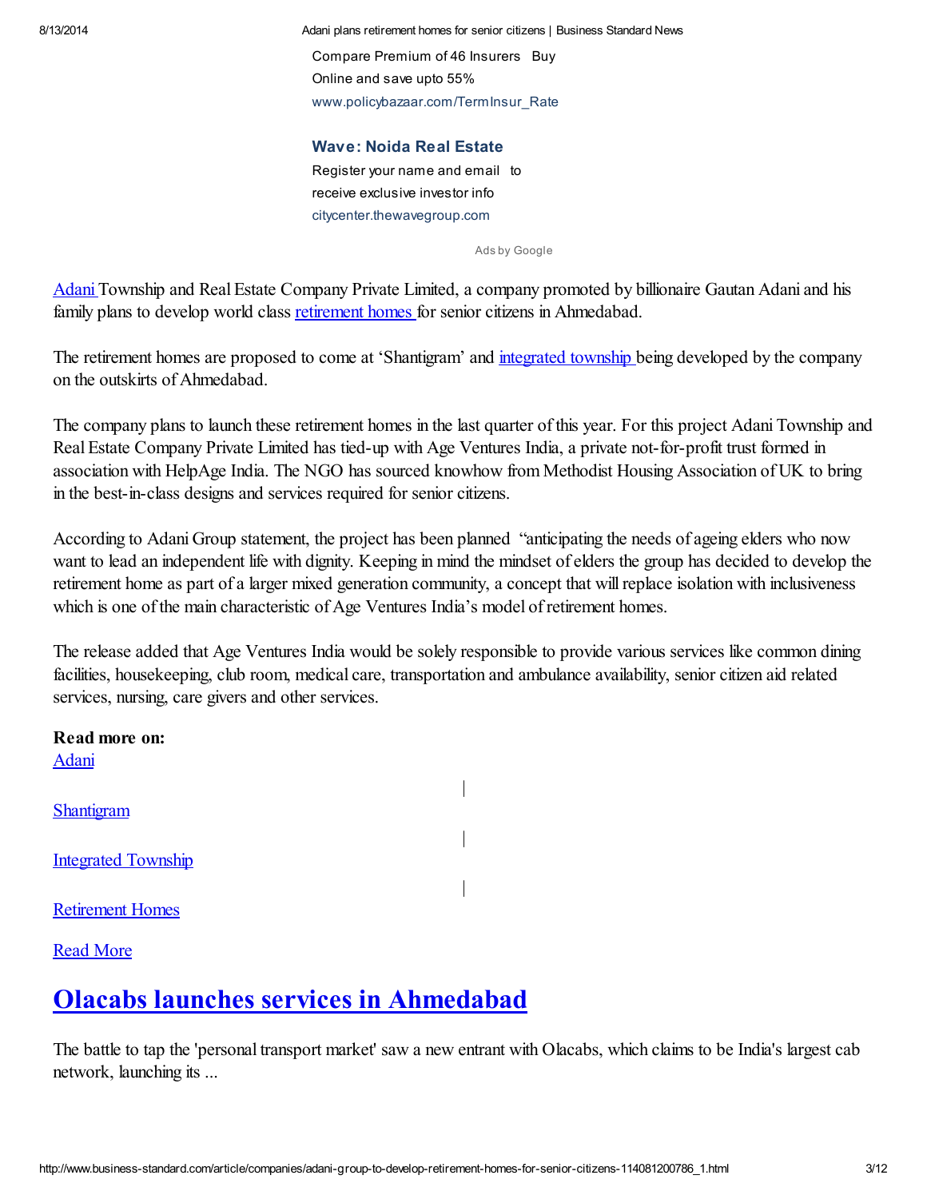Compare Premium of 46 Insurers Buy Online and save upto 55%
www.policybazaar.com/TermInsur_Rate

**Wave: Noida Real Estate**
Register your name and email to receive exclusive investor info
citycenter.thewavegroup.com

Ads by Google

Adani Township and Real Estate Company Private Limited, a company promoted by billionaire Gautan Adani and his family plans to develop world class retirement homes for senior citizens in Ahmedabad.

The retirement homes are proposed to come at 'Shantigram' and integrated township being developed by the company on the outskirts of Ahmedabad.

The company plans to launch these retirement homes in the last quarter of this year. For this project Adani Township and Real Estate Company Private Limited has tied-up with Age Ventures India, a private not-for-profit trust formed in association with HelpAge India. The NGO has sourced knowhow from Methodist Housing Association of UK to bring in the best-in-class designs and services required for senior citizens.

According to Adani Group statement, the project has been planned "anticipating the needs of ageing elders who now want to lead an independent life with dignity. Keeping in mind the mindset of elders the group has decided to develop the retirement home as part of a larger mixed generation community, a concept that will replace isolation with inclusiveness which is one of the main characteristic of Age Ventures India's model of retirement homes.

The release added that Age Ventures India would be solely responsible to provide various services like common dining facilities, housekeeping, club room, medical care, transportation and ambulance availability, senior citizen aid related services, nursing, care givers and other services.

**Read more on:**
Adani

Shantigram

Integrated Township

Retirement Homes

Read More

# Olacabs launches services in Ahmedabad

The battle to tap the 'personal transport market' saw a new entrant with Olacabs, which claims to be India's largest cab network, launching its ...